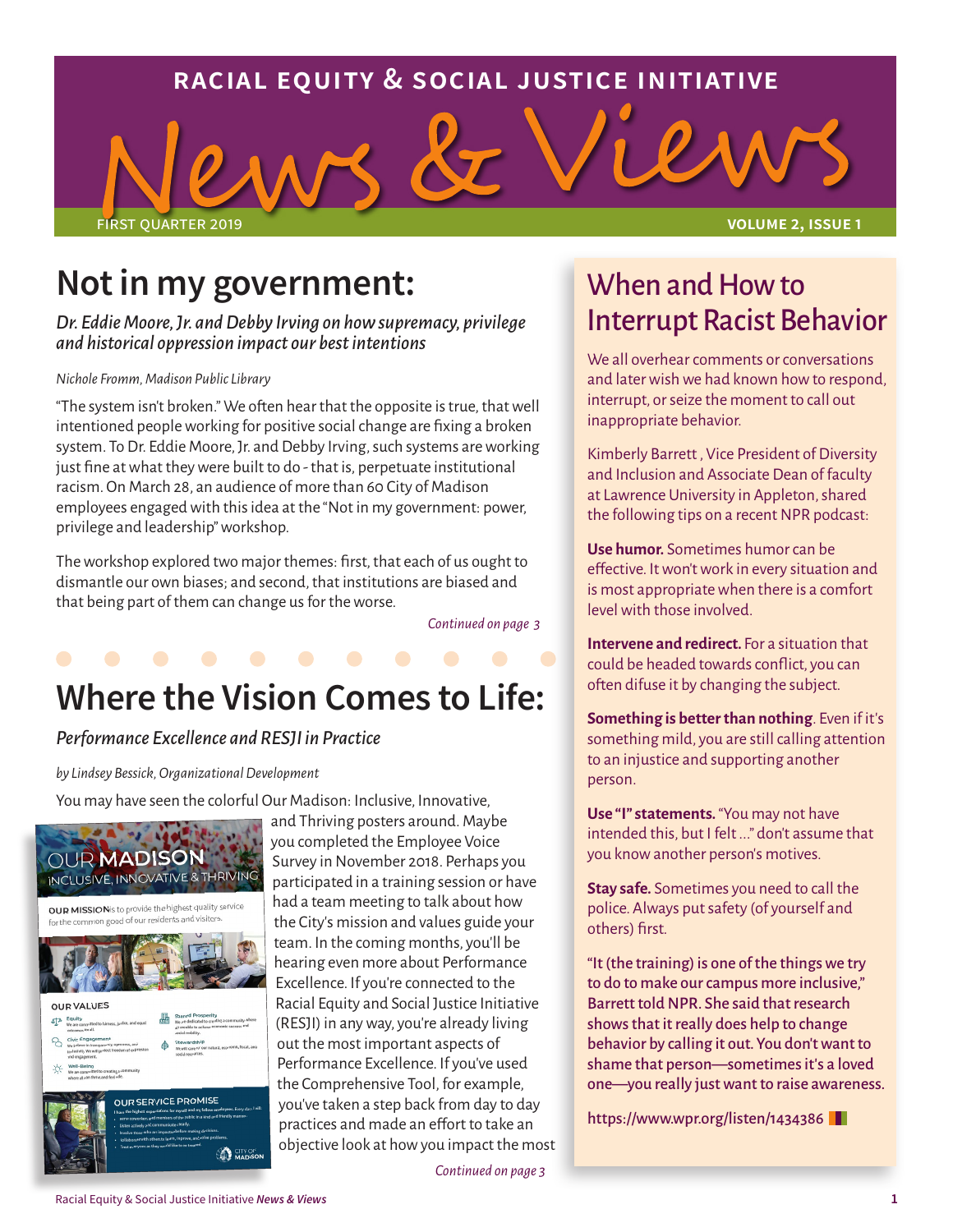# RACIAL EQUITY & SOCIAL JUSTICE INITIATIVE

# News & Views

FIRST QUARTER 2019 — VOLUME 2, ISSUE 1

## Not in my government:

*Dr. Eddie Moore, Jr. and Debby Irving on how supremacy, privilege and historical oppression impact our best intentions*

*Nichole Fromm, Madison Public Library*

"The system isn't broken." We often hear that the opposite is true, that well intentioned people working for positive social change are fixing a broken system. To Dr. Eddie Moore, Jr. and Debby Irving, such systems are working just fine at what they were built to do - that is, perpetuate institutional racism. On March 28, an audience of more than 60 City of Madison employees engaged with this idea at the "Not in my government: power, privilege and leadership" workshop.

The workshop explored two major themes: first, that each of us ought to dismantle our own biases; and second, that institutions are biased and that being part of them can change us for the worse.

*Continued on page 3*

## Where the Vision Comes to Life:

*Performance Excellence and RESJI in Practice*

*by Lindsey Bessick, Organizational Development*

You may have seen the colorful Our Madison: Inclusive, Innovative, and Thriving posters around. Maybe you completed the Employee Voice Survey in November 2018. Perhaps you participated in a training session or have had a team meeting to talk about how the City's mission and values guide your team. In the coming months, you'll be hearing even more about Performance Excellence. If you're connected to the Racial Equity and Social Justice Initiative (RESJI) in any way, you're already living out the most important aspects of Performance Excellence. If you've used the Comprehensive Tool, for example, you've taken a step back from day to day practices and made an effort to take an objective look at how you impact the most

*Continued on page 3*

## When and How to Interrupt Racist Behavior

We all overhear comments or conversations and later wish we had known how to respond, interrupt, or seize the moment to call out inappropriate behavior.

Kimberly Barrett , Vice President of Diversity and Inclusion and Associate Dean of faculty at Lawrence University in Appleton, shared the following tips on a recent NPR podcast:

**Use humor.** Sometimes humor can be effective. It won't work in every situation and is most appropriate when there is a comfort level with those involved.

**Intervene and redirect.** For a situation that could be headed towards conflict, you can often difuse it by changing the subject.

**Something is better than nothing**. Even if it's something mild, you are still calling attention to an injustice and supporting another person.

**Use "I" statements.** "You may not have intended this, but I felt ..." don't assume that you know another person's motives.

**Stay safe.** Sometimes you need to call the police. Always put safety (of yourself and others) first.

"It (the training) is one of the things we try to do to make our campus more inclusive," Barrett told NPR. She said that research shows that it really does help to change behavior by calling it out. You don't want to shame that person—sometimes it's a loved one—you really just want to raise awareness.

https://www.wpr.org/listen/1434386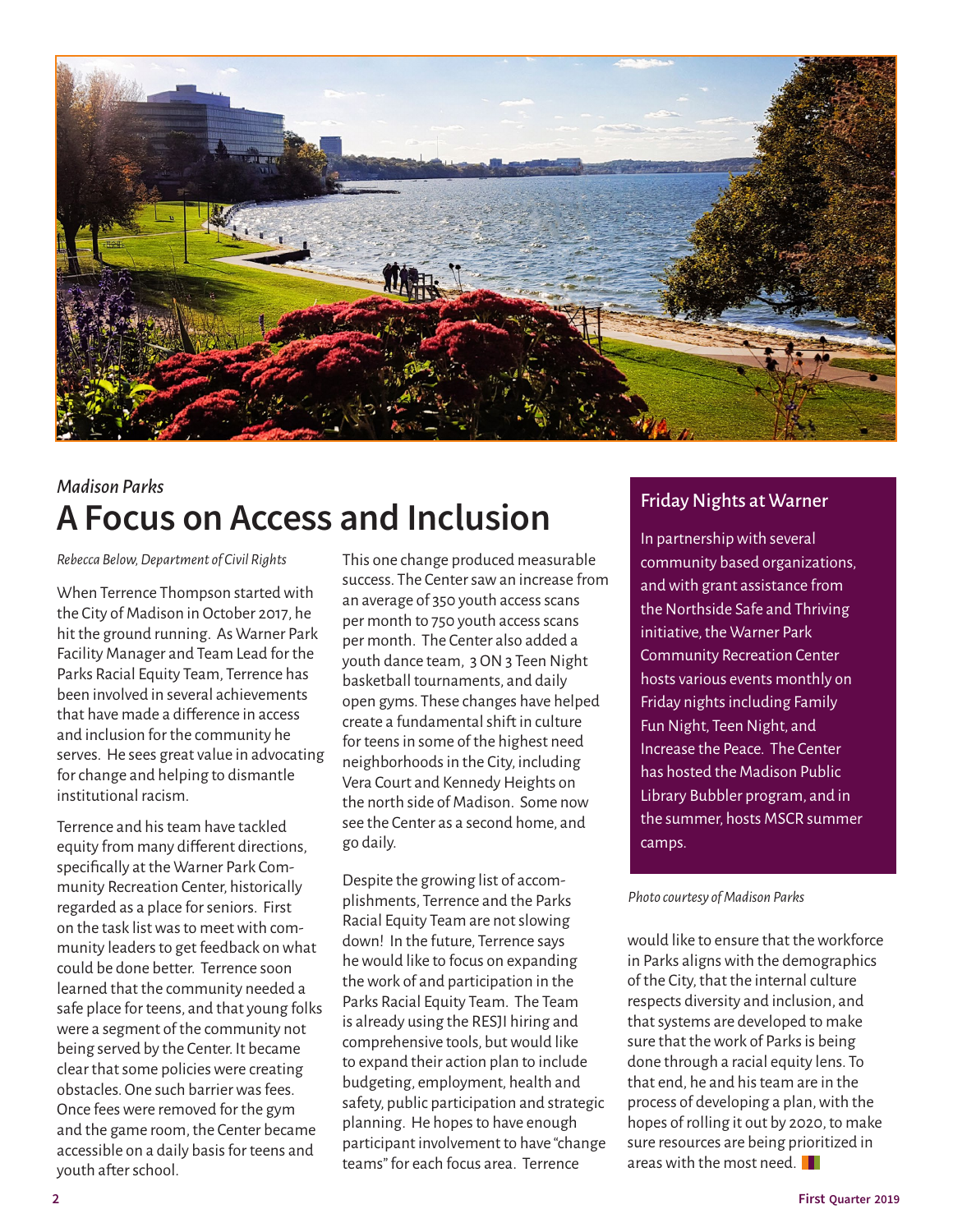*Madison Parks*

# A Focus on Access and Inclusion

*Rebecca Below, Department of Civil Rights*

When Terrence Thompson started with the City of Madison in October 2017, he hit the ground running. As Warner Park Facility Manager and Team Lead for the Parks Racial Equity Team, Terrence has been involved in several achievements that have made a difference in access and inclusion for the community he serves. He sees great value in advocating for change and helping to dismantle institutional racism.

Terrence and his team have tackled equity from many different directions, specifically at the Warner Park Community Recreation Center, historically regarded as a place for seniors. First on the task list was to meet with community leaders to get feedback on what could be done better. Terrence soon learned that the community needed a safe place for teens, and that young folks were a segment of the community not being served by the Center. It became clear that some policies were creating obstacles. One such barrier was fees. Once fees were removed for the gym and the game room, the Center became accessible on a daily basis for teens and youth after school.

This one change produced measurable success. The Center saw an increase from an average of 350 youth access scans per month to 750 youth access scans per month. The Center also added a youth dance team, 3 ON 3 Teen Night basketball tournaments, and daily open gyms. These changes have helped create a fundamental shift in culture for teens in some of the highest need neighborhoods in the City, including Vera Court and Kennedy Heights on the north side of Madison. Some now see the Center as a second home, and go daily.

Despite the growing list of accomplishments, Terrence and the Parks Racial Equity Team are not slowing down! In the future, Terrence says he would like to focus on expanding the work of and participation in the Parks Racial Equity Team. The Team is already using the RESJI hiring and comprehensive tools, but would like to expand their action plan to include budgeting, employment, health and safety, public participation and strategic planning. He hopes to have enough participant involvement to have "change teams" for each focus area. Terrence would like to ensure that the workforce in Parks aligns with the demographics of the City, that the internal culture respects diversity and inclusion, and that systems are developed to make sure that the work of Parks is being done through a racial equity lens. To that end, he and his team are in the process of developing a plan, with the hopes of rolling it out by 2020, to make sure resources are being prioritized in areas with the most need.

### Friday Nights at Warner

In partnership with several community based organizations, and with grant assistance from the Northside Safe and Thriving initiative, the Warner Park Community Recreation Center hosts various events monthly on Friday nights including Family Fun Night, Teen Night, and Increase the Peace. The Center has hosted the Madison Public Library Bubbler program, and in the summer, hosts MSCR summer camps.

*Photo courtesy of Madison Parks*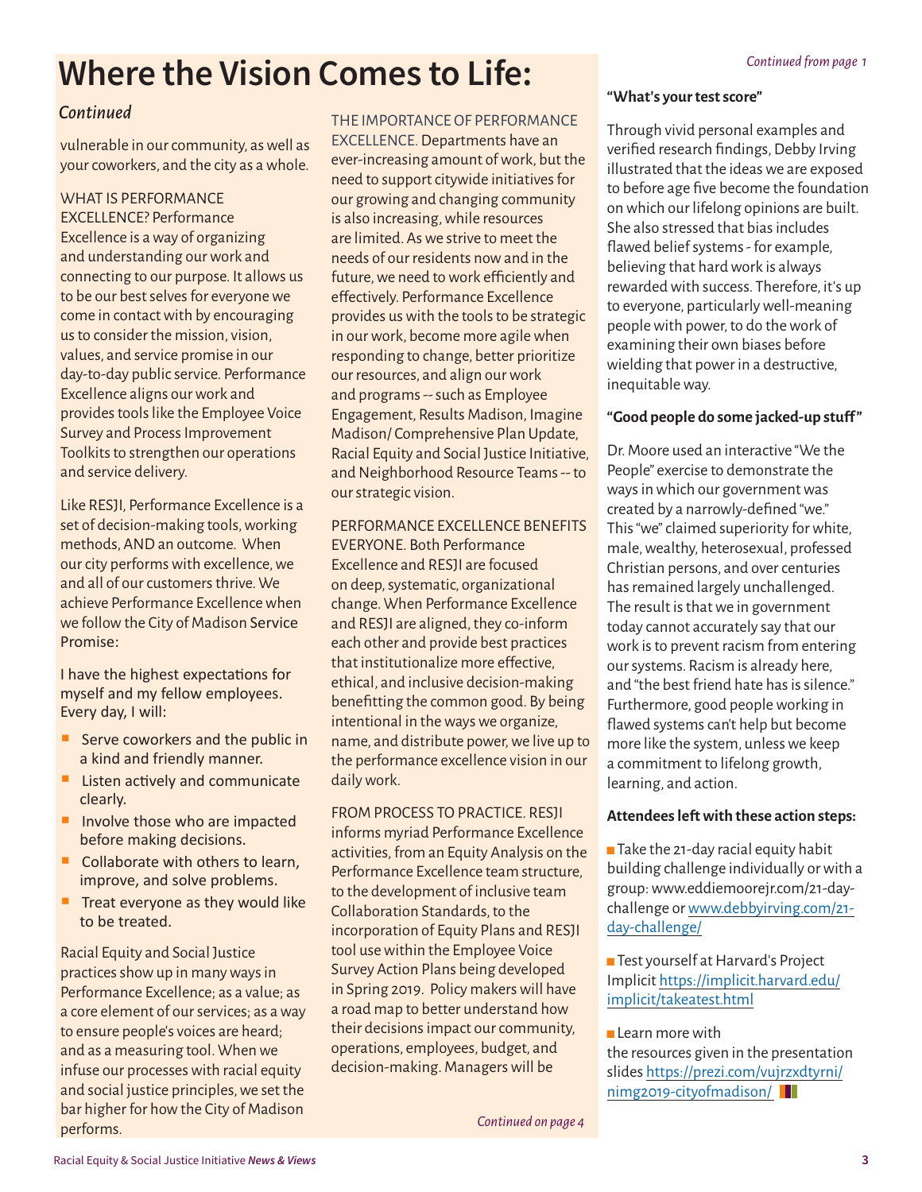# Where the Vision Comes to Life:

*Continued*

vulnerable in our community, as well as your coworkers, and the city as a whole.

WHAT IS PERFORMANCE EXCELLENCE? Performance Excellence is a way of organizing and understanding our work and connecting to our purpose. It allows us to be our best selves for everyone we come in contact with by encouraging us to consider the mission, vision, values, and service promise in our day-to-day public service. Performance Excellence aligns our work and provides tools like the Employee Voice Survey and Process Improvement Toolkits to strengthen our operations and service delivery.

Like RESJI, Performance Excellence is a set of decision-making tools, working methods, AND an outcome. When our city performs with excellence, we and all of our customers thrive. We achieve Performance Excellence when we follow the City of Madison Service Promise:

I have the highest expectations for myself and my fellow employees. Every day, I will:

- Serve coworkers and the public in a kind and friendly manner.
- Listen actively and communicate clearly.
- Involve those who are impacted before making decisions.
- Collaborate with others to learn, improve, and solve problems.
- Treat everyone as they would like to be treated.

Racial Equity and Social Justice practices show up in many ways in Performance Excellence; as a value; as a core element of our services; as a way to ensure people's voices are heard; and as a measuring tool. When we infuse our processes with racial equity and social justice principles, we set the bar higher for how the City of Madison performs.

THE IMPORTANCE OF PERFORMANCE EXCELLENCE. Departments have an ever-increasing amount of work, but the need to support citywide initiatives for our growing and changing community is also increasing, while resources are limited. As we strive to meet the needs of our residents now and in the future, we need to work efficiently and effectively. Performance Excellence provides us with the tools to be strategic in our work, become more agile when responding to change, better prioritize our resources, and align our work and programs -- such as Employee Engagement, Results Madison, Imagine Madison/ Comprehensive Plan Update, Racial Equity and Social Justice Initiative, and Neighborhood Resource Teams -- to our strategic vision.

PERFORMANCE EXCELLENCE BENEFITS EVERYONE. Both Performance Excellence and RESJI are focused on deep, systematic, organizational change. When Performance Excellence and RESJI are aligned, they co-inform each other and provide best practices that institutionalize more effective, ethical, and inclusive decision-making benefitting the common good. By being intentional in the ways we organize, name, and distribute power, we live up to the performance excellence vision in our daily work.

FROM PROCESS TO PRACTICE. RESJI informs myriad Performance Excellence activities, from an Equity Analysis on the Performance Excellence team structure, to the development of inclusive team Collaboration Standards, to the incorporation of Equity Plans and RESJI tool use within the Employee Voice Survey Action Plans being developed in Spring 2019. Policy makers will have a road map to better understand how their decisions impact our community, operations, employees, budget, and decision-making. Managers will be

*Continued on page 4*

*Continued from page 1*

**"What's your test score"**

Through vivid personal examples and verified research findings, Debby Irving illustrated that the ideas we are exposed to before age five become the foundation on which our lifelong opinions are built. She also stressed that bias includes flawed belief systems - for example, believing that hard work is always rewarded with success. Therefore, it's up to everyone, particularly well-meaning people with power, to do the work of examining their own biases before wielding that power in a destructive, inequitable way.

**"Good people do some jacked-up stuff"**

Dr. Moore used an interactive "We the People" exercise to demonstrate the ways in which our government was created by a narrowly-defined "we." This "we" claimed superiority for white, male, wealthy, heterosexual, professed Christian persons, and over centuries has remained largely unchallenged. The result is that we in government today cannot accurately say that our work is to prevent racism from entering our systems. Racism is already here, and "the best friend hate has is silence." Furthermore, good people working in flawed systems can't help but become more like the system, unless we keep a commitment to lifelong growth, learning, and action.

**Attendees left with these action steps:**

- Take the 21-day racial equity habit building challenge individually or with a group: www.eddiemoorejr.com/21-day-challenge or www.debbyirving.com/21-day-challenge/
- Test yourself at Harvard's Project Implicit https://implicit.harvard.edu/implicit/takeatest.html
- Learn more with the resources given in the presentation slides https://prezi.com/vujrzxdtyrni/nimg2019-cityofmadison/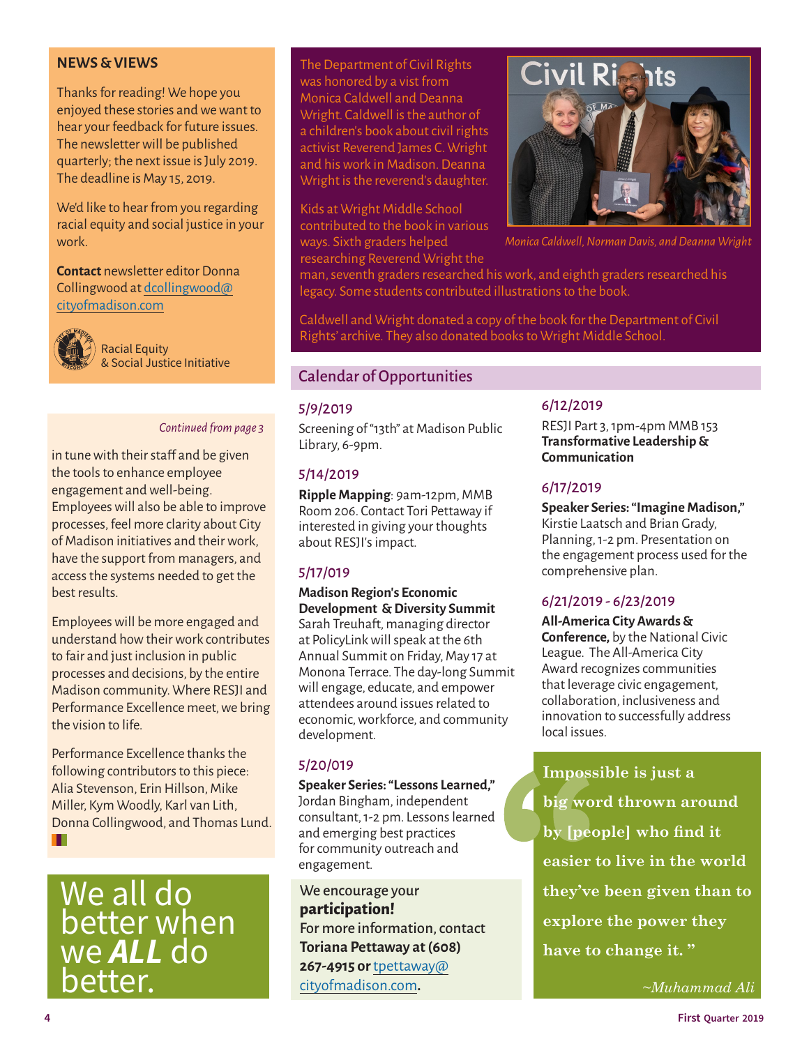## NEWS & VIEWS

Thanks for reading! We hope you enjoyed these stories and we want to hear your feedback for future issues. The newsletter will be published quarterly; the next issue is July 2019. The deadline is May 15, 2019.

We'd like to hear from you regarding racial equity and social justice in your work.

**Contact** newsletter editor Donna Collingwood at dcollingwood@cityofmadison.com

Racial Equity & Social Justice Initiative

*Continued from page 3*

in tune with their staff and be given the tools to enhance employee engagement and well-being. Employees will also be able to improve processes, feel more clarity about City of Madison initiatives and their work, have the support from managers, and access the systems needed to get the best results.

Employees will be more engaged and understand how their work contributes to fair and just inclusion in public processes and decisions, by the entire Madison community. Where RESJI and Performance Excellence meet, we bring the vision to life.

Performance Excellence thanks the following contributors to this piece: Alia Stevenson, Erin Hillson, Mike Miller, Kym Woodly, Karl van Lith, Donna Collingwood, and Thomas Lund.

# We all do better when we ***ALL*** do better.

The Department of Civil Rights was honored by a vist from Monica Caldwell and Deanna Wright. Caldwell is the author of a children's book about civil rights activist Reverend James C. Wright and his work in Madison. Deanna Wright is the reverend's daughter.

Kids at Wright Middle School contributed to the book in various ways. Sixth graders helped researching Reverend Wright the man, seventh graders researched his work, and eighth graders researched his legacy. Some students contributed illustrations to the book.

*Monica Caldwell, Norman Davis, and Deanna Wright*

Caldwell and Wright donated a copy of the book for the Department of Civil Rights' archive. They also donated books to Wright Middle School.

## Calendar of Opportunities

### 5/9/2019
Screening of "13th" at Madison Public Library, 6-9pm.

### 5/14/2019
**Ripple Mapping**: 9am-12pm, MMB Room 206. Contact Tori Pettaway if interested in giving your thoughts about RESJI's impact.

### 5/17/019
**Madison Region's Economic Development & Diversity Summit**
Sarah Treuhaft, managing director at PolicyLink will speak at the 6th Annual Summit on Friday, May 17 at Monona Terrace. The day-long Summit will engage, educate, and empower attendees around issues related to economic, workforce, and community development.

### 5/20/019
**Speaker Series: "Lessons Learned,"** Jordan Bingham, independent consultant, 1-2 pm. Lessons learned and emerging best practices for community outreach and engagement.

### 6/12/2019
RESJI Part 3, 1pm-4pm MMB 153
**Transformative Leadership & Communication**

### 6/17/2019
**Speaker Series: "Imagine Madison,"** Kirstie Laatsch and Brian Grady, Planning, 1-2 pm. Presentation on the engagement process used for the comprehensive plan.

### 6/21/2019 - 6/23/2019
**All-America City Awards & Conference,** by the National Civic League. The All-America City Award recognizes communities that leverage civic engagement, collaboration, inclusiveness and innovation to successfully address local issues.

We encourage your **participation!**
For more information, contact **Toriana Pettaway at (608) 267-4915 or** tpettaway@cityofmadison.com**.**

> **Impossible is just a big word thrown around by [people] who find it easier to live in the world they've been given than to explore the power they have to change it. "**
>
> *~Muhammad Ali*